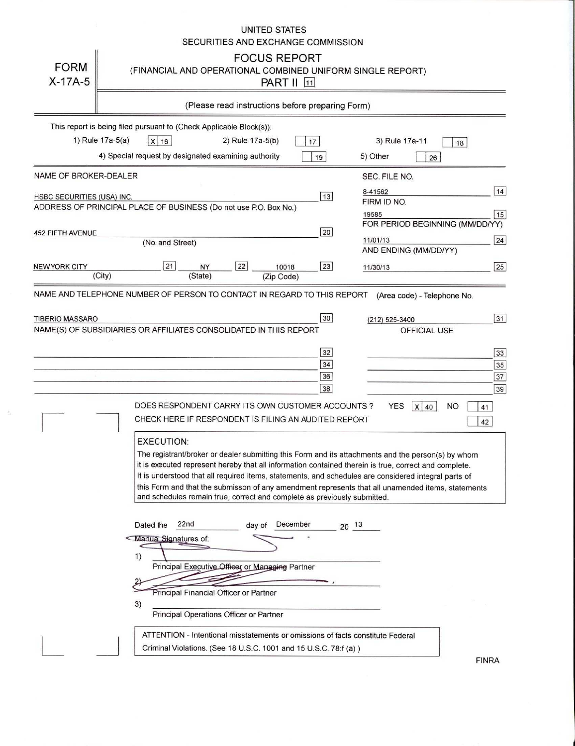UNITED STATES
SECURITIES AND EXCHANGE COMMISSION

# FORM X-17A-5

## FOCUS REPORT
(FINANCIAL AND OPERATIONAL COMBINED UNIFORM SINGLE REPORT)
PART II [11]

(Please read instructions before preparing Form)

This report is being filed pursuant to (Check Applicable Block(s)):

1) Rule 17a-5(a) [X 16]  2) Rule 17a-5(b) [ 17]  3) Rule 17a-11 [ 18]

4) Special request by designated examining authority [ 19]  5) Other [ 26]

| NAME OF BROKER-DEALER | | SEC. FILE NO. | |
|---|---|---|---|
| HSBC SECURITIES (USA) INC. | 13 | 8-41562 | 14 |
| ADDRESS OF PRINCIPAL PLACE OF BUSINESS (Do not use P.O. Box No.) | | FIRM ID NO. | |
| | | 19585 | 15 |
| 452 FIFTH AVENUE (No. and Street) | 20 | FOR PERIOD BEGINNING (MM/DD/YY) | |
| | | 11/01/13 | 24 |
| NEWYORK CITY (City) [21] NY (State) [22] 10018 (Zip Code) | 23 | AND ENDING (MM/DD/YY) 11/30/13 | 25 |

| NAME AND TELEPHONE NUMBER OF PERSON TO CONTACT IN REGARD TO THIS REPORT | | (Area code) - Telephone No. | |
|---|---|---|---|
| TIBERIO MASSARO | 30 | (212) 525-3400 | 31 |
| NAME(S) OF SUBSIDIARIES OR AFFILIATES CONSOLIDATED IN THIS REPORT | | OFFICIAL USE | |
| | 32 | | 33 |
| | 34 | | 35 |
| | 36 | | 37 |
| | 38 | | 39 |

DOES RESPONDENT CARRY ITS OWN CUSTOMER ACCOUNTS ? YES [X 40] NO [ 41]

CHECK HERE IF RESPONDENT IS FILING AN AUDITED REPORT [ 42]

**EXECUTION:**

The registrant/broker or dealer submitting this Form and its attachments and the person(s) by whom it is executed represent hereby that all information contained therein is true, correct and complete. It is understood that all required items, statements, and schedules are considered integral parts of this Form and that the submisson of any amendment represents that all unamended items, statements and schedules remain true, correct and complete as previously submitted.

Dated the 22nd day of December 20 13

Manual Signatures of:

1) ______________________
Principal Executive Officer or Managing Partner

2) ______________________
Principal Financial Officer or Partner

3) ______________________
Principal Operations Officer or Partner

ATTENTION - Intentional misstatements or omissions of facts constitute Federal Criminal Violations. (See 18 U.S.C. 1001 and 15 U.S.C. 78:f (a) )

FINRA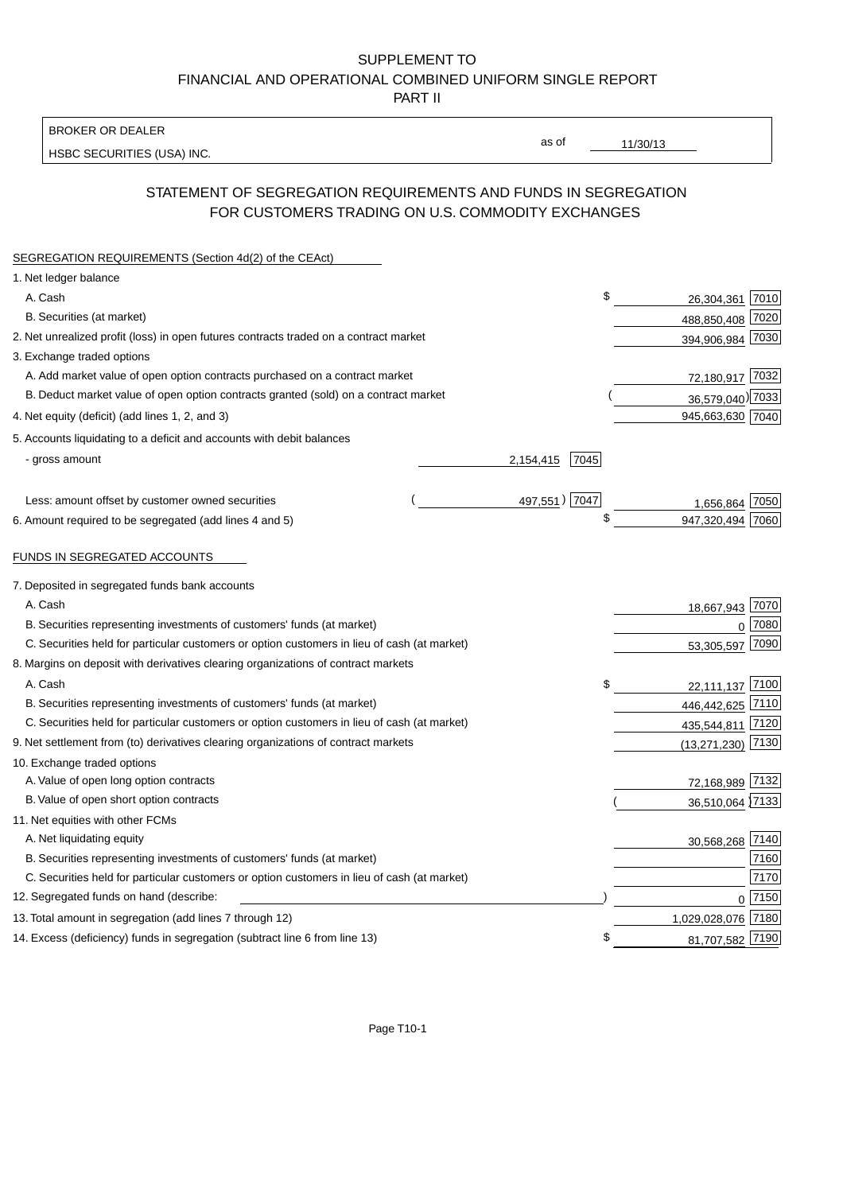SUPPLEMENT TO
FINANCIAL AND OPERATIONAL COMBINED UNIFORM SINGLE REPORT
PART II

BROKER OR DEALER
HSBC SECURITIES (USA) INC.

as of 11/30/13

## STATEMENT OF SEGREGATION REQUIREMENTS AND FUNDS IN SEGREGATION FOR CUSTOMERS TRADING ON U.S. COMMODITY EXCHANGES

### SEGREGATION REQUIREMENTS (Section 4d(2) of the CEAct)

| | | | | |
|---|---|---|---|---|
| 1. Net ledger balance | | | | |
| A. Cash | | | $ 26,304,361 | 7010 |
| B. Securities (at market) | | | 488,850,408 | 7020 |
| 2. Net unrealized profit (loss) in open futures contracts traded on a contract market | | | 394,906,984 | 7030 |
| 3. Exchange traded options | | | | |
| A. Add market value of open option contracts purchased on a contract market | | | 72,180,917 | 7032 |
| B. Deduct market value of open option contracts granted (sold) on a contract market | | | (36,579,040) | 7033 |
| 4. Net equity (deficit) (add lines 1, 2, and 3) | | | 945,663,630 | 7040 |
| 5. Accounts liquidating to a deficit and accounts with debit balances | | | | |
| - gross amount | 2,154,415 | 7045 | | |
| Less: amount offset by customer owned securities | (497,551) | 7047 | 1,656,864 | 7050 |
| 6. Amount required to be segregated (add lines 4 and 5) | | | $ 947,320,494 | 7060 |

### FUNDS IN SEGREGATED ACCOUNTS

| | | |
|---|---|---|
| 7. Deposited in segregated funds bank accounts | | |
| A. Cash | 18,667,943 | 7070 |
| B. Securities representing investments of customers' funds (at market) | 0 | 7080 |
| C. Securities held for particular customers or option customers in lieu of cash (at market) | 53,305,597 | 7090 |
| 8. Margins on deposit with derivatives clearing organizations of contract markets | | |
| A. Cash | $ 22,111,137 | 7100 |
| B. Securities representing investments of customers' funds (at market) | 446,442,625 | 7110 |
| C. Securities held for particular customers or option customers in lieu of cash (at market) | 435,544,811 | 7120 |
| 9. Net settlement from (to) derivatives clearing organizations of contract markets | (13,271,230) | 7130 |
| 10. Exchange traded options | | |
| A. Value of open long option contracts | 72,168,989 | 7132 |
| B. Value of open short option contracts | (36,510,064) | 7133 |
| 11. Net equities with other FCMs | | |
| A. Net liquidating equity | 30,568,268 | 7140 |
| B. Securities representing investments of customers' funds (at market) | | 7160 |
| C. Securities held for particular customers or option customers in lieu of cash (at market) | | 7170 |
| 12. Segregated funds on hand (describe: ) | 0 | 7150 |
| 13. Total amount in segregation (add lines 7 through 12) | 1,029,028,076 | 7180 |
| 14. Excess (deficiency) funds in segregation (subtract line 6 from line 13) | $ 81,707,582 | 7190 |

Page T10-1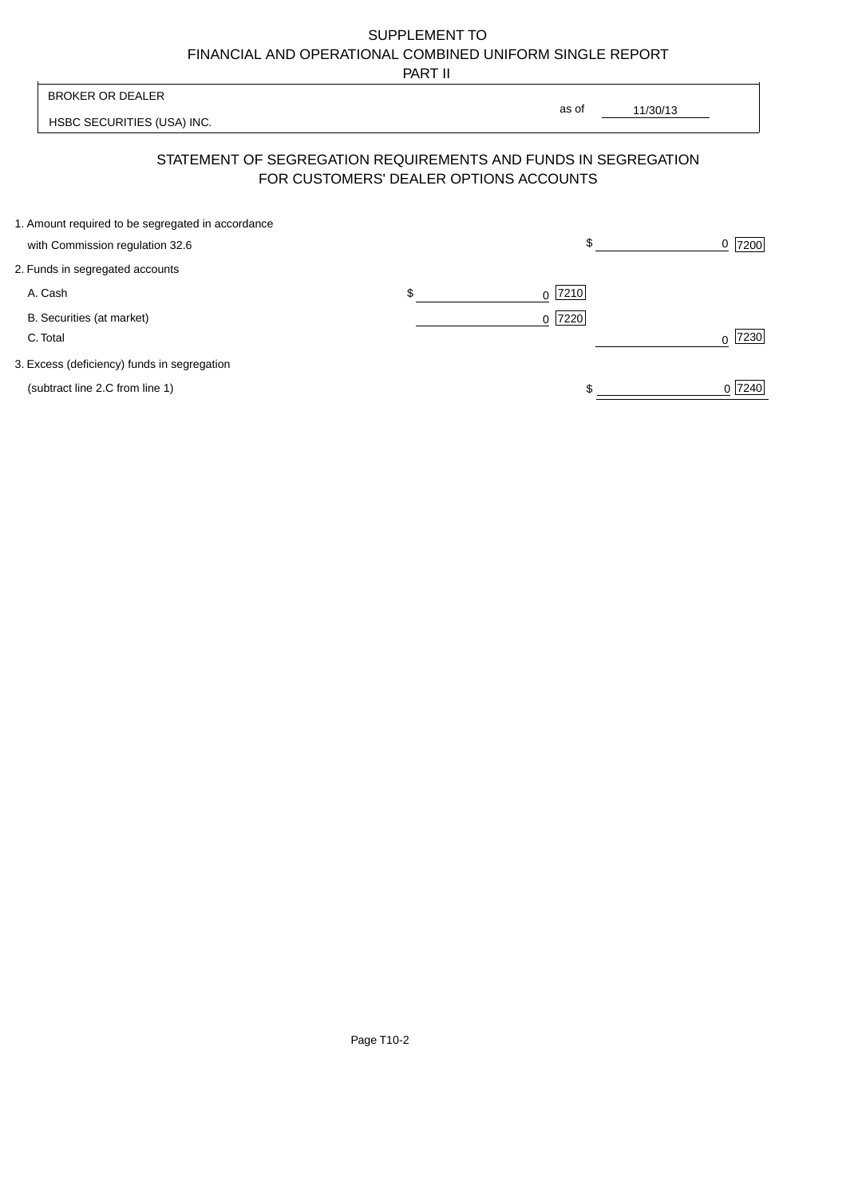SUPPLEMENT TO
FINANCIAL AND OPERATIONAL COMBINED UNIFORM SINGLE REPORT
PART II

| BROKER OR DEALER | |
|---|---|
| HSBC SECURITIES (USA) INC. | as of 11/30/13 |

## STATEMENT OF SEGREGATION REQUIREMENTS AND FUNDS IN SEGREGATION FOR CUSTOMERS' DEALER OPTIONS ACCOUNTS

| | | |
|---|---|---|
| 1. Amount required to be segregated in accordance with Commission regulation 32.6 | | $ 0 [7200] |
| 2. Funds in segregated accounts | | |
| A. Cash | $ 0 [7210] | |
| B. Securities (at market) | 0 [7220] | |
| C. Total | | 0 [7230] |
| 3. Excess (deficiency) funds in segregation (subtract line 2.C from line 1) | | $ 0 [7240] |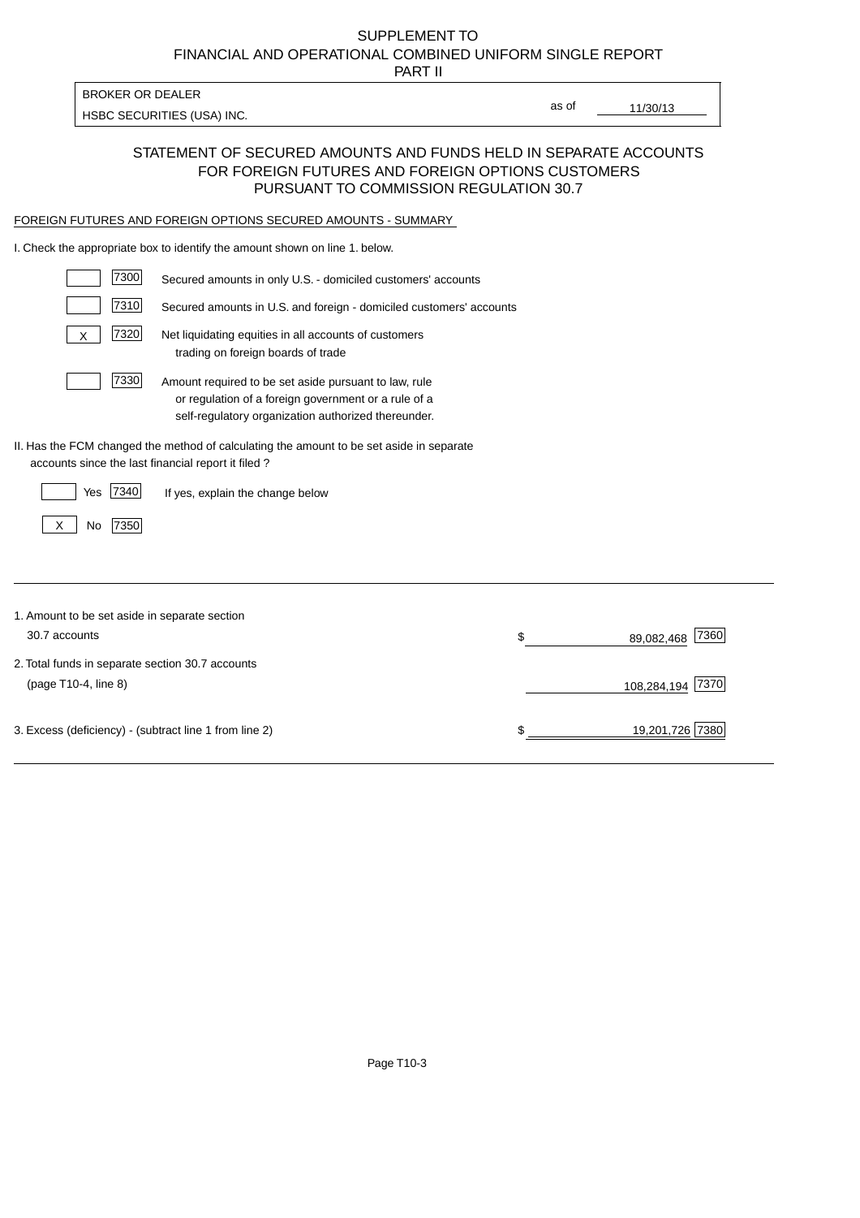SUPPLEMENT TO
FINANCIAL AND OPERATIONAL COMBINED UNIFORM SINGLE REPORT
PART II

| BROKER OR DEALER | | |
|---|---|---|
| HSBC SECURITIES (USA) INC. | as of | 11/30/13 |

## STATEMENT OF SECURED AMOUNTS AND FUNDS HELD IN SEPARATE ACCOUNTS FOR FOREIGN FUTURES AND FOREIGN OPTIONS CUSTOMERS PURSUANT TO COMMISSION REGULATION 30.7

FOREIGN FUTURES AND FOREIGN OPTIONS SECURED AMOUNTS - SUMMARY

I. Check the appropriate box to identify the amount shown on line 1. below.

| | | |
|---|---|---|
| | 7300 | Secured amounts in only U.S. - domiciled customers' accounts |
| | 7310 | Secured amounts in U.S. and foreign - domiciled customers' accounts |
| X | 7320 | Net liquidating equities in all accounts of customers trading on foreign boards of trade |
| | 7330 | Amount required to be set aside pursuant to law, rule or regulation of a foreign government or a rule of a self-regulatory organization authorized thereunder. |

II. Has the FCM changed the method of calculating the amount to be set aside in separate accounts since the last financial report it filed ?

| | | | |
|---|---|---|---|
| | Yes | 7340 | If yes, explain the change below |
| X | No | 7350 | |

| | | | |
|---|---|---|---|
| 1. Amount to be set aside in separate section 30.7 accounts | $ | 89,082,468 | 7360 |
| 2. Total funds in separate section 30.7 accounts (page T10-4, line 8) | | 108,284,194 | 7370 |
| 3. Excess (deficiency) - (subtract line 1 from line 2) | $ | 19,201,726 | 7380 |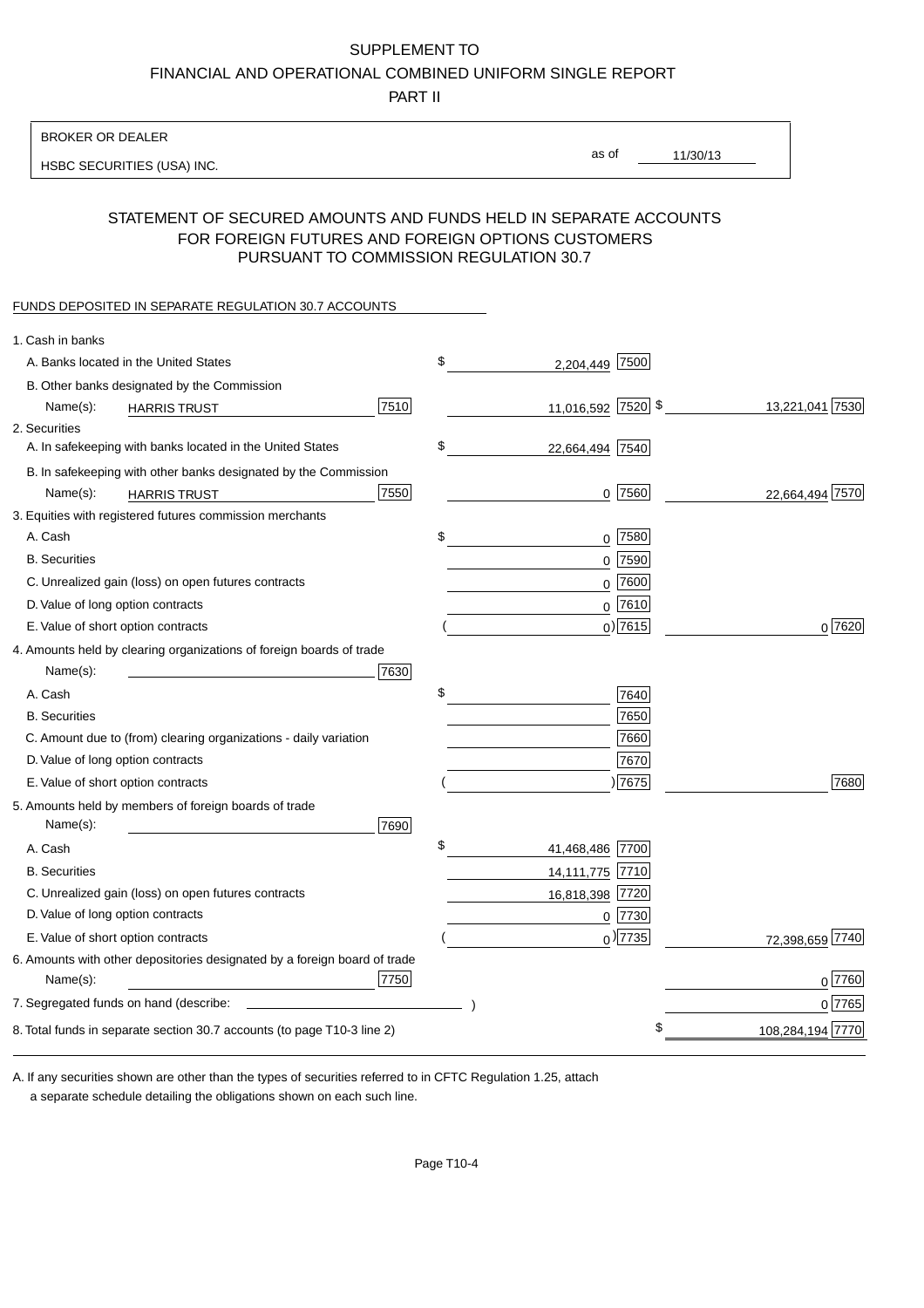SUPPLEMENT TO

FINANCIAL AND OPERATIONAL COMBINED UNIFORM SINGLE REPORT

PART II

BROKER OR DEALER

HSBC SECURITIES (USA) INC.

as of 11/30/13

## STATEMENT OF SECURED AMOUNTS AND FUNDS HELD IN SEPARATE ACCOUNTS FOR FOREIGN FUTURES AND FOREIGN OPTIONS CUSTOMERS PURSUANT TO COMMISSION REGULATION 30.7

FUNDS DEPOSITED IN SEPARATE REGULATION 30.7 ACCOUNTS

| | | | |
|---|---|---|---|
| 1. Cash in banks | | | |
| A. Banks located in the United States | | $ 2,204,449 [7500] | |
| B. Other banks designated by the Commission | | | |
| Name(s): HARRIS TRUST | [7510] | 11,016,592 [7520] | $ 13,221,041 [7530] |
| 2. Securities | | | |
| A. In safekeeping with banks located in the United States | | $ 22,664,494 [7540] | |
| B. In safekeeping with other banks designated by the Commission | | | |
| Name(s): HARRIS TRUST | [7550] | 0 [7560] | 22,664,494 [7570] |
| 3. Equities with registered futures commission merchants | | | |
| A. Cash | | $ 0 [7580] | |
| B. Securities | | 0 [7590] | |
| C. Unrealized gain (loss) on open futures contracts | | 0 [7600] | |
| D. Value of long option contracts | | 0 [7610] | |
| E. Value of short option contracts | | ( 0 ) [7615] | 0 [7620] |
| 4. Amounts held by clearing organizations of foreign boards of trade | | | |
| Name(s): | [7630] | | |
| A. Cash | | $ [7640] | |
| B. Securities | | [7650] | |
| C. Amount due to (from) clearing organizations - daily variation | | [7660] | |
| D. Value of long option contracts | | [7670] | |
| E. Value of short option contracts | | ( ) [7675] | [7680] |
| 5. Amounts held by members of foreign boards of trade | | | |
| Name(s): | [7690] | | |
| A. Cash | | $ 41,468,486 [7700] | |
| B. Securities | | 14,111,775 [7710] | |
| C. Unrealized gain (loss) on open futures contracts | | 16,818,398 [7720] | |
| D. Value of long option contracts | | 0 [7730] | |
| E. Value of short option contracts | | ( 0 ) [7735] | 72,398,659 [7740] |
| 6. Amounts with other depositories designated by a foreign board of trade | | | |
| Name(s): | [7750] | | 0 [7760] |
| 7. Segregated funds on hand (describe: ) | | | 0 [7765] |
| 8. Total funds in separate section 30.7 accounts (to page T10-3 line 2) | | | $ 108,284,194 [7770] |

A. If any securities shown are other than the types of securities referred to in CFTC Regulation 1.25, attach a separate schedule detailing the obligations shown on each such line.

Page T10-4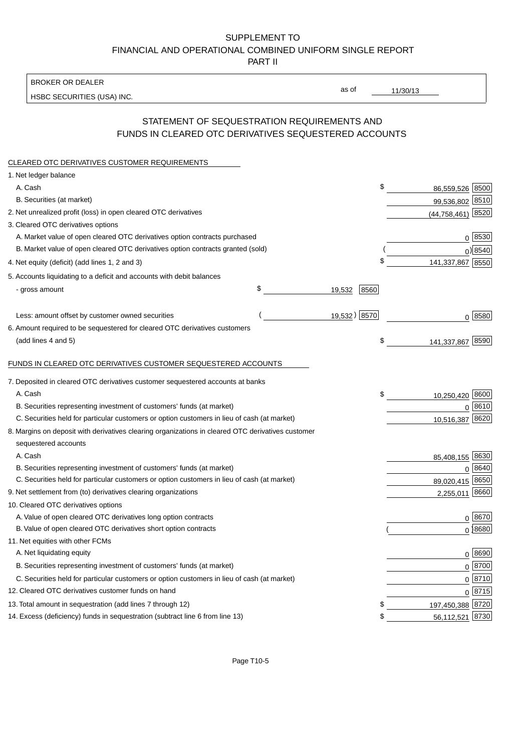SUPPLEMENT TO
FINANCIAL AND OPERATIONAL COMBINED UNIFORM SINGLE REPORT
PART II

BROKER OR DEALER
HSBC SECURITIES (USA) INC.

as of 11/30/13

## STATEMENT OF SEQUESTRATION REQUIREMENTS AND FUNDS IN CLEARED OTC DERIVATIVES SEQUESTERED ACCOUNTS

### CLEARED OTC DERIVATIVES CUSTOMER REQUIREMENTS

| | | | | |
|---|---|---|---|---|
| 1. Net ledger balance | | | | |
| A. Cash | | | $ 86,559,526 | 8500 |
| B. Securities (at market) | | | 99,536,802 | 8510 |
| 2. Net unrealized profit (loss) in open cleared OTC derivatives | | | (44,758,461) | 8520 |
| 3. Cleared OTC derivatives options | | | | |
| A. Market value of open cleared OTC derivatives option contracts purchased | | | 0 | 8530 |
| B. Market value of open cleared OTC derivatives option contracts granted (sold) | | | ( 0) | 8540 |
| 4. Net equity (deficit) (add lines 1, 2 and 3) | | | $ 141,337,867 | 8550 |
| 5. Accounts liquidating to a deficit and accounts with debit balances | | | | |
| - gross amount | $ 19,532 | 8560 | | |
| Less: amount offset by customer owned securities | ( 19,532) | 8570 | 0 | 8580 |
| 6. Amount required to be sequestered for cleared OTC derivatives customers (add lines 4 and 5) | | | $ 141,337,867 | 8590 |

### FUNDS IN CLEARED OTC DERIVATIVES CUSTOMER SEQUESTERED ACCOUNTS

| | | |
|---|---|---|
| 7. Deposited in cleared OTC derivatives customer sequestered accounts at banks | | |
| A. Cash | $ 10,250,420 | 8600 |
| B. Securities representing investment of customers' funds (at market) | 0 | 8610 |
| C. Securities held for particular customers or option customers in lieu of cash (at market) | 10,516,387 | 8620 |
| 8. Margins on deposit with derivatives clearing organizations in cleared OTC derivatives customer sequestered accounts | | |
| A. Cash | 85,408,155 | 8630 |
| B. Securities representing investment of customers' funds (at market) | 0 | 8640 |
| C. Securities held for particular customers or option customers in lieu of cash (at market) | 89,020,415 | 8650 |
| 9. Net settlement from (to) derivatives clearing organizations | 2,255,011 | 8660 |
| 10. Cleared OTC derivatives options | | |
| A. Value of open cleared OTC derivatives long option contracts | 0 | 8670 |
| B. Value of open cleared OTC derivatives short option contracts | ( 0) | 8680 |
| 11. Net equities with other FCMs | | |
| A. Net liquidating equity | 0 | 8690 |
| B. Securities representing investment of customers' funds (at market) | 0 | 8700 |
| C. Securities held for particular customers or option customers in lieu of cash (at market) | 0 | 8710 |
| 12. Cleared OTC derivatives customer funds on hand | 0 | 8715 |
| 13. Total amount in sequestration (add lines 7 through 12) | $ 197,450,388 | 8720 |
| 14. Excess (deficiency) funds in sequestration (subtract line 6 from line 13) | $ 56,112,521 | 8730 |

Page T10-5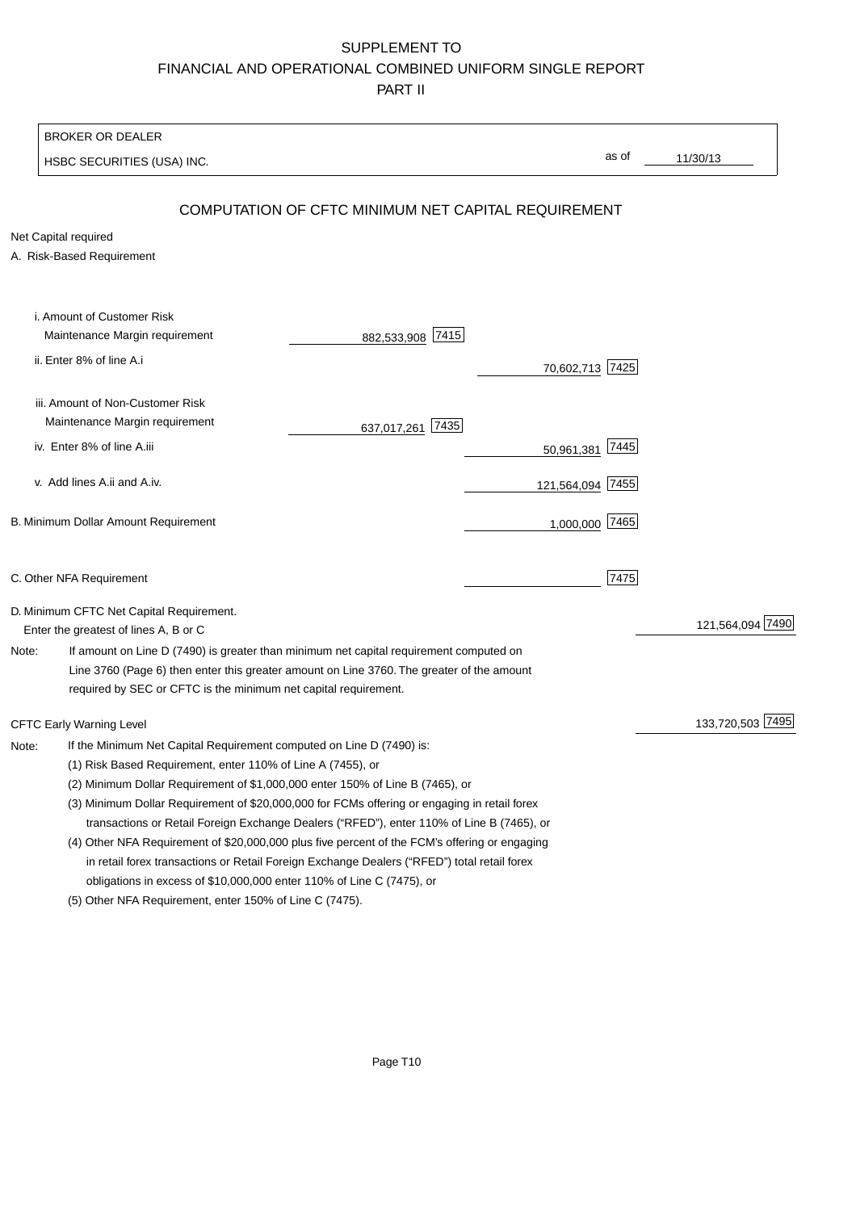# SUPPLEMENT TO
# FINANCIAL AND OPERATIONAL COMBINED UNIFORM SINGLE REPORT
# PART II

BROKER OR DEALER

HSBC SECURITIES (USA) INC. as of 11/30/13

## COMPUTATION OF CFTC MINIMUM NET CAPITAL REQUIREMENT

Net Capital required

A. Risk-Based Requirement

| | | | |
|---|---|---|---|
| i. Amount of Customer Risk Maintenance Margin requirement | 882,533,908 [7415] | | |
| ii. Enter 8% of line A.i | | 70,602,713 [7425] | |
| iii. Amount of Non-Customer Risk Maintenance Margin requirement | 637,017,261 [7435] | | |
| iv. Enter 8% of line A.iii | | 50,961,381 [7445] | |
| v. Add lines A.ii and A.iv. | | 121,564,094 [7455] | |
| B. Minimum Dollar Amount Requirement | | 1,000,000 [7465] | |
| C. Other NFA Requirement | | [7475] | |
| D. Minimum CFTC Net Capital Requirement. Enter the greatest of lines A, B or C | | | 121,564,094 [7490] |

Note: If amount on Line D (7490) is greater than minimum net capital requirement computed on Line 3760 (Page 6) then enter this greater amount on Line 3760. The greater of the amount required by SEC or CFTC is the minimum net capital requirement.

CFTC Early Warning Level 133,720,503 [7495]

Note: If the Minimum Net Capital Requirement computed on Line D (7490) is:

(1) Risk Based Requirement, enter 110% of Line A (7455), or

(2) Minimum Dollar Requirement of $1,000,000 enter 150% of Line B (7465), or

(3) Minimum Dollar Requirement of $20,000,000 for FCMs offering or engaging in retail forex transactions or Retail Foreign Exchange Dealers ("RFED"), enter 110% of Line B (7465), or

(4) Other NFA Requirement of $20,000,000 plus five percent of the FCM's offering or engaging in retail forex transactions or Retail Foreign Exchange Dealers ("RFED") total retail forex obligations in excess of $10,000,000 enter 110% of Line C (7475), or

(5) Other NFA Requirement, enter 150% of Line C (7475).